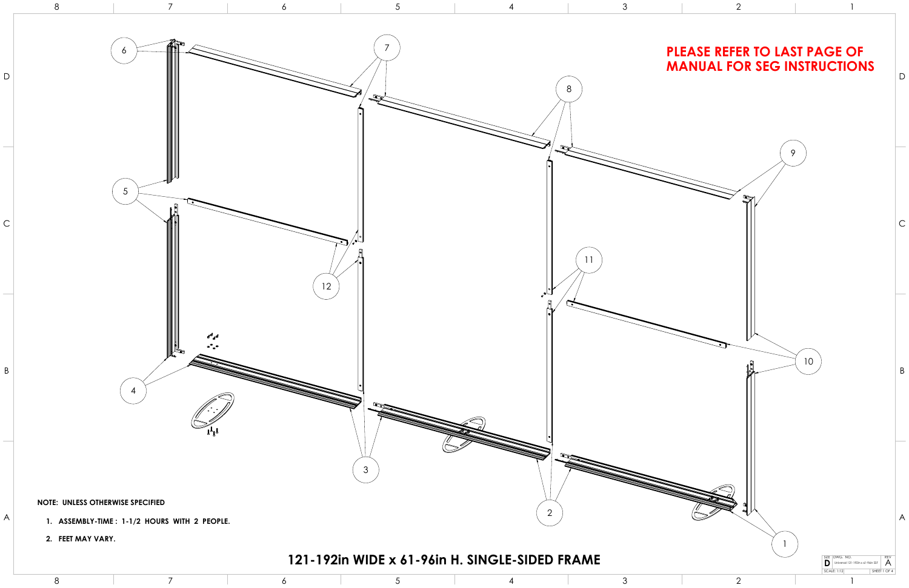**PLEASE REFER TO LAST PAGE OF MANUAL FOR SEG INSTRUCTIONS**

6

7

8

9

5

12

11

10

4

3

2

1

**NOTE: UNLESS OTHERWISE SPECIFIED**

1. **ASSEMBLY-TIME : 1-1/2 HOURS WITH 2 PEOPLE.**
2. **FEET MAY VARY.**

# 121-192in WIDE x 61-96in H. SINGLE-SIDED FRAME

| SIZE | DWG. NO. | REV |
|---|---|---|
| D | Universal 121-192in x 61-96in SST | A |
| SCALE: 1:12 | | SHEET 1 OF 4 |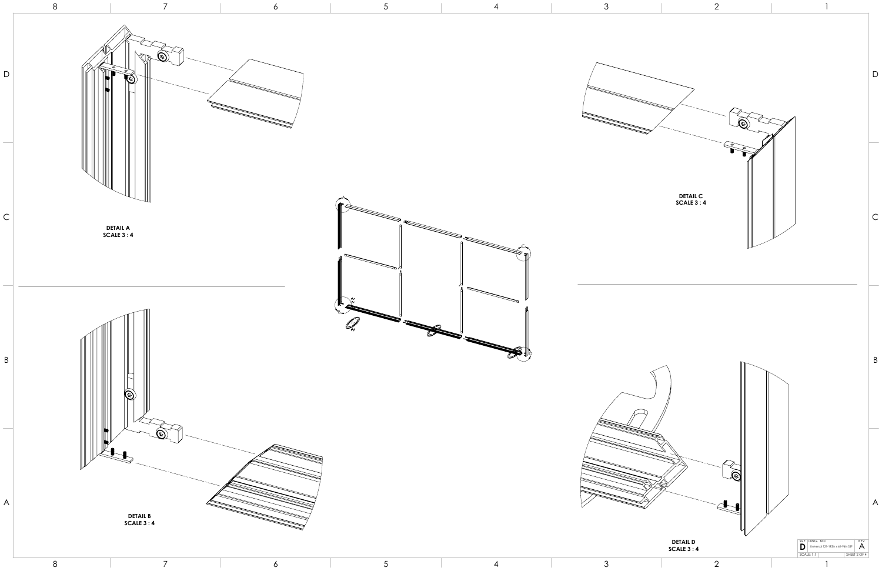DETAIL A
SCALE 3 : 4

DETAIL C
SCALE 3 : 4

DETAIL B
SCALE 3 : 4

DETAIL D
SCALE 3 : 4

| SIZE | DWG. NO. | REV |
|---|---|---|
| D | Universal 121-192in x 61-96in SSF | A |
| SCALE: 1:1 | | SHEET 2 OF 4 |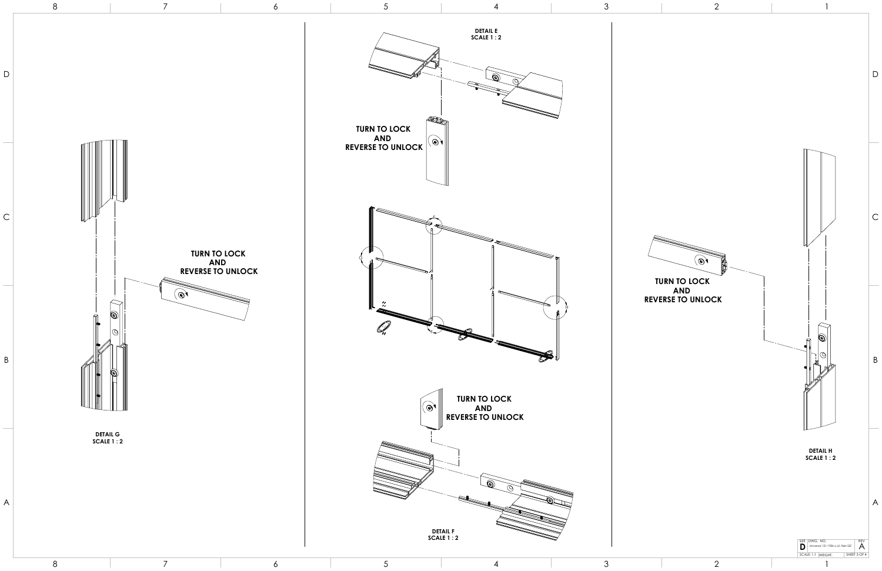DETAIL E
SCALE 1 : 2

TURN TO LOCK
AND
REVERSE TO UNLOCK

TURN TO LOCK
AND
REVERSE TO UNLOCK

DETAIL G
SCALE 1 : 2

TURN TO LOCK
AND
REVERSE TO UNLOCK

DETAIL F
SCALE 1 : 2

TURN TO LOCK
AND
REVERSE TO UNLOCK

DETAIL H
SCALE 1 : 2

| SIZE | DWG. NO. | REV |
|---|---|---|
| D | Universal 121-190in x 61-96in SEF | A |
| SCALE: 1:1 | WEIGHT: | SHEET 3 OF 4 |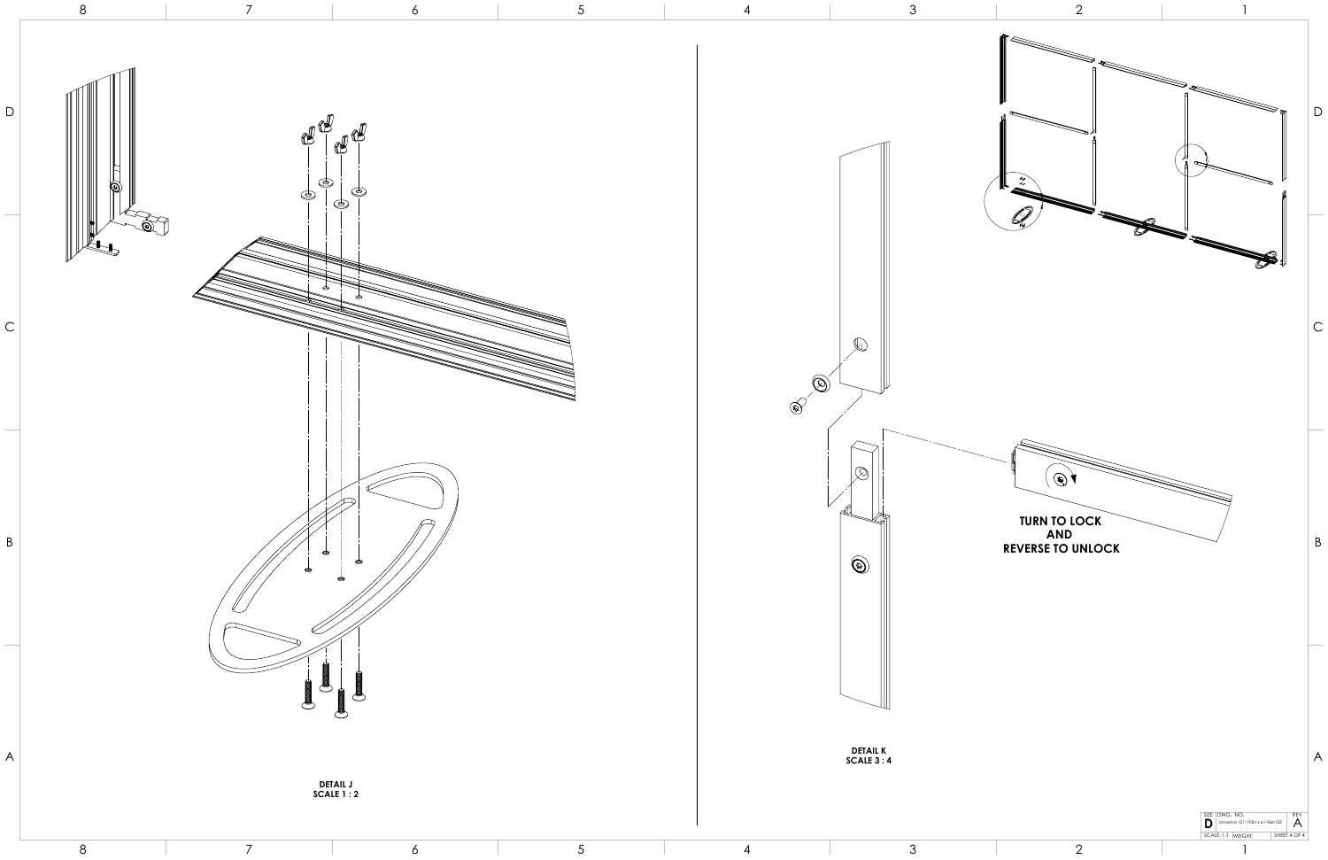DETAIL J
SCALE 1 : 2

TURN TO LOCK
AND
REVERSE TO UNLOCK

DETAIL K
SCALE 3 : 4

| | | | |
|---|---|---|---|
| SIZE | DWG. NO. | | REV |
| D | Universal 121-193in x 61-96in SSF | | A |
| SCALE: 1:1 | WEIGHT: | SHEET 4 OF 4 | |